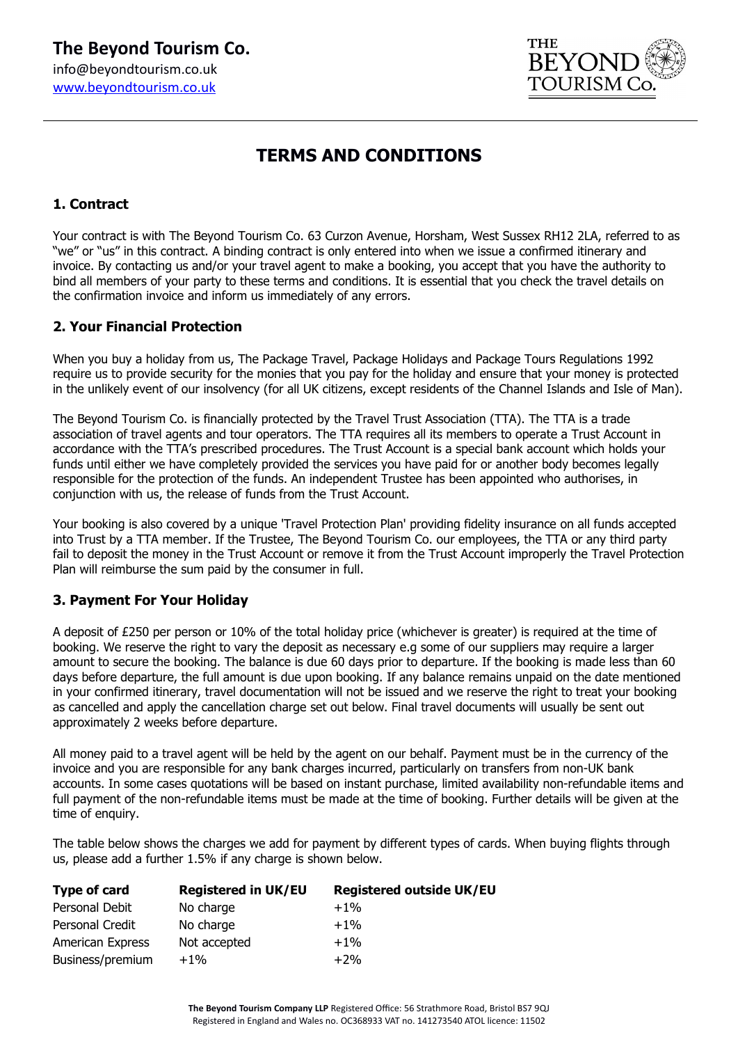# The Beyond Tourism Co.

info@beyondtourism.co.uk
[www.beyondtourism.co.uk](http://www.beyondtourism.co.uk)

# TERMS AND CONDITIONS

## 1. Contract

Your contract is with The Beyond Tourism Co. 63 Curzon Avenue, Horsham, West Sussex RH12 2LA, referred to as "we" or "us" in this contract. A binding contract is only entered into when we issue a confirmed itinerary and invoice. By contacting us and/or your travel agent to make a booking, you accept that you have the authority to bind all members of your party to these terms and conditions. It is essential that you check the travel details on the confirmation invoice and inform us immediately of any errors.

## 2. Your Financial Protection

When you buy a holiday from us, The Package Travel, Package Holidays and Package Tours Regulations 1992 require us to provide security for the monies that you pay for the holiday and ensure that your money is protected in the unlikely event of our insolvency (for all UK citizens, except residents of the Channel Islands and Isle of Man).

The Beyond Tourism Co. is financially protected by the Travel Trust Association (TTA). The TTA is a trade association of travel agents and tour operators. The TTA requires all its members to operate a Trust Account in accordance with the TTA's prescribed procedures. The Trust Account is a special bank account which holds your funds until either we have completely provided the services you have paid for or another body becomes legally responsible for the protection of the funds. An independent Trustee has been appointed who authorises, in conjunction with us, the release of funds from the Trust Account.

Your booking is also covered by a unique 'Travel Protection Plan' providing fidelity insurance on all funds accepted into Trust by a TTA member. If the Trustee, The Beyond Tourism Co. our employees, the TTA or any third party fail to deposit the money in the Trust Account or remove it from the Trust Account improperly the Travel Protection Plan will reimburse the sum paid by the consumer in full.

## 3. Payment For Your Holiday

A deposit of £250 per person or 10% of the total holiday price (whichever is greater) is required at the time of booking. We reserve the right to vary the deposit as necessary e.g some of our suppliers may require a larger amount to secure the booking. The balance is due 60 days prior to departure. If the booking is made less than 60 days before departure, the full amount is due upon booking. If any balance remains unpaid on the date mentioned in your confirmed itinerary, travel documentation will not be issued and we reserve the right to treat your booking as cancelled and apply the cancellation charge set out below. Final travel documents will usually be sent out approximately 2 weeks before departure.

All money paid to a travel agent will be held by the agent on our behalf. Payment must be in the currency of the invoice and you are responsible for any bank charges incurred, particularly on transfers from non-UK bank accounts. In some cases quotations will be based on instant purchase, limited availability non-refundable items and full payment of the non-refundable items must be made at the time of booking. Further details will be given at the time of enquiry.

The table below shows the charges we add for payment by different types of cards. When buying flights through us, please add a further 1.5% if any charge is shown below.

| Type of card | Registered in UK/EU | Registered outside UK/EU |
| --- | --- | --- |
| Personal Debit | No charge | +1% |
| Personal Credit | No charge | +1% |
| American Express | Not accepted | +1% |
| Business/premium | +1% | +2% |

**The Beyond Tourism Company LLP** Registered Office: 56 Strathmore Road, Bristol BS7 9QJ
Registered in England and Wales no. OC368933 VAT no. 141273540 ATOL licence: 11502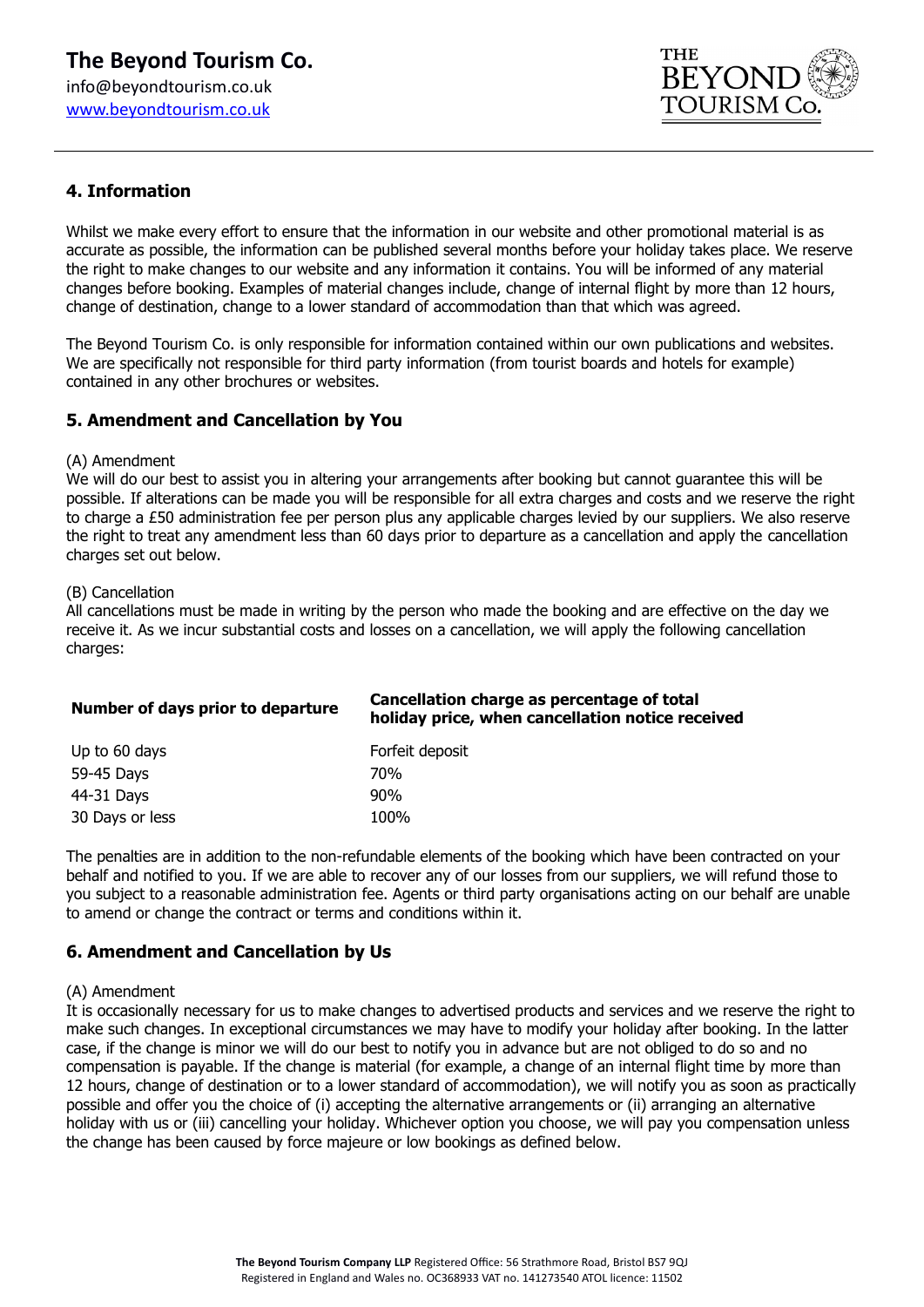## 4. Information

Whilst we make every effort to ensure that the information in our website and other promotional material is as accurate as possible, the information can be published several months before your holiday takes place. We reserve the right to make changes to our website and any information it contains. You will be informed of any material changes before booking. Examples of material changes include, change of internal flight by more than 12 hours, change of destination, change to a lower standard of accommodation than that which was agreed.

The Beyond Tourism Co. is only responsible for information contained within our own publications and websites. We are specifically not responsible for third party information (from tourist boards and hotels for example) contained in any other brochures or websites.

## 5. Amendment and Cancellation by You

(A) Amendment
We will do our best to assist you in altering your arrangements after booking but cannot guarantee this will be possible. If alterations can be made you will be responsible for all extra charges and costs and we reserve the right to charge a £50 administration fee per person plus any applicable charges levied by our suppliers. We also reserve the right to treat any amendment less than 60 days prior to departure as a cancellation and apply the cancellation charges set out below.

(B) Cancellation
All cancellations must be made in writing by the person who made the booking and are effective on the day we receive it. As we incur substantial costs and losses on a cancellation, we will apply the following cancellation charges:

| Number of days prior to departure | Cancellation charge as percentage of total holiday price, when cancellation notice received |
|---|---|
| Up to 60 days | Forfeit deposit |
| 59-45 Days | 70% |
| 44-31 Days | 90% |
| 30 Days or less | 100% |

The penalties are in addition to the non-refundable elements of the booking which have been contracted on your behalf and notified to you. If we are able to recover any of our losses from our suppliers, we will refund those to you subject to a reasonable administration fee. Agents or third party organisations acting on our behalf are unable to amend or change the contract or terms and conditions within it.

## 6. Amendment and Cancellation by Us

(A) Amendment
It is occasionally necessary for us to make changes to advertised products and services and we reserve the right to make such changes. In exceptional circumstances we may have to modify your holiday after booking. In the latter case, if the change is minor we will do our best to notify you in advance but are not obliged to do so and no compensation is payable. If the change is material (for example, a change of an internal flight time by more than 12 hours, change of destination or to a lower standard of accommodation), we will notify you as soon as practically possible and offer you the choice of (i) accepting the alternative arrangements or (ii) arranging an alternative holiday with us or (iii) cancelling your holiday. Whichever option you choose, we will pay you compensation unless the change has been caused by force majeure or low bookings as defined below.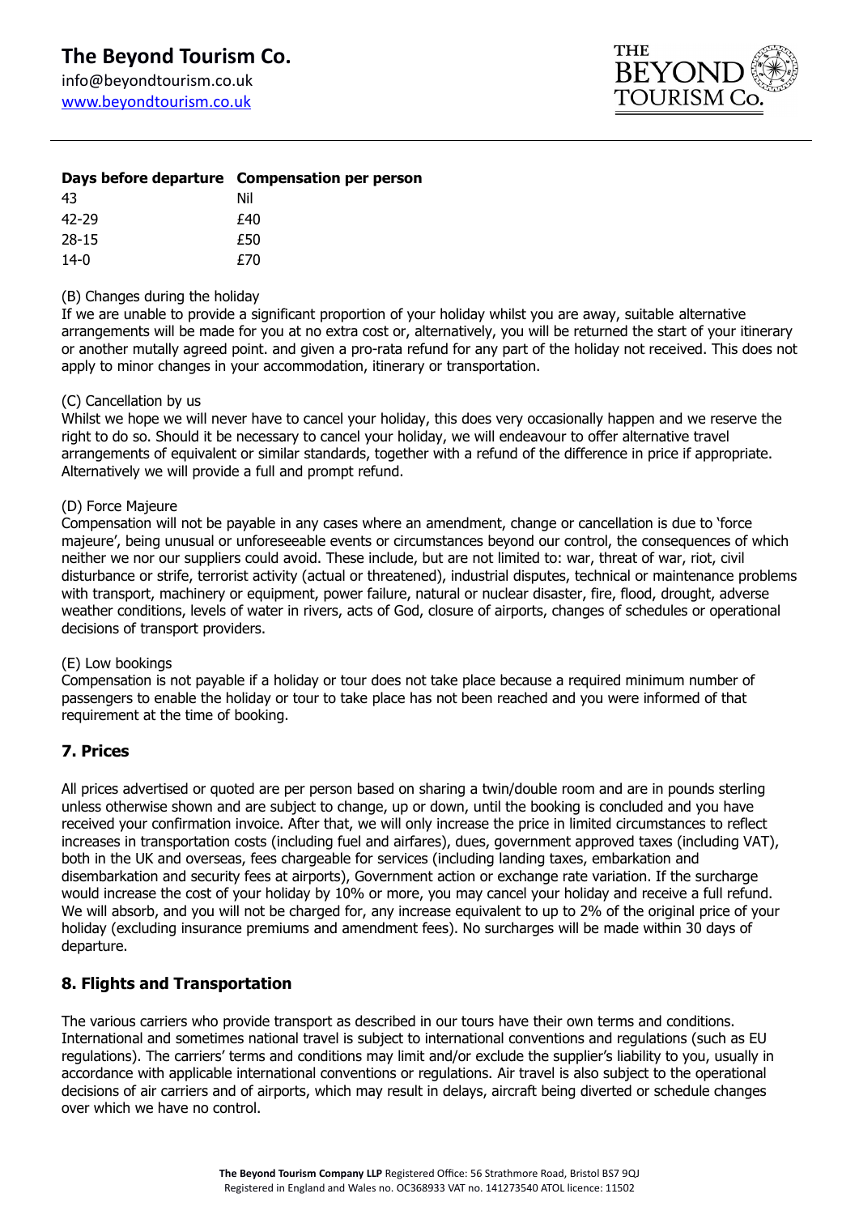| Days before departure | Compensation per person |
| --- | --- |
| 43 | Nil |
| 42-29 | £40 |
| 28-15 | £50 |
| 14-0 | £70 |

(B) Changes during the holiday
If we are unable to provide a significant proportion of your holiday whilst you are away, suitable alternative arrangements will be made for you at no extra cost or, alternatively, you will be returned the start of your itinerary or another mutally agreed point. and given a pro-rata refund for any part of the holiday not received. This does not apply to minor changes in your accommodation, itinerary or transportation.

(C) Cancellation by us
Whilst we hope we will never have to cancel your holiday, this does very occasionally happen and we reserve the right to do so. Should it be necessary to cancel your holiday, we will endeavour to offer alternative travel arrangements of equivalent or similar standards, together with a refund of the difference in price if appropriate. Alternatively we will provide a full and prompt refund.

(D) Force Majeure
Compensation will not be payable in any cases where an amendment, change or cancellation is due to 'force majeure', being unusual or unforeseeable events or circumstances beyond our control, the consequences of which neither we nor our suppliers could avoid. These include, but are not limited to: war, threat of war, riot, civil disturbance or strife, terrorist activity (actual or threatened), industrial disputes, technical or maintenance problems with transport, machinery or equipment, power failure, natural or nuclear disaster, fire, flood, drought, adverse weather conditions, levels of water in rivers, acts of God, closure of airports, changes of schedules or operational decisions of transport providers.

(E) Low bookings
Compensation is not payable if a holiday or tour does not take place because a required minimum number of passengers to enable the holiday or tour to take place has not been reached and you were informed of that requirement at the time of booking.

## 7. Prices

All prices advertised or quoted are per person based on sharing a twin/double room and are in pounds sterling unless otherwise shown and are subject to change, up or down, until the booking is concluded and you have received your confirmation invoice. After that, we will only increase the price in limited circumstances to reflect increases in transportation costs (including fuel and airfares), dues, government approved taxes (including VAT), both in the UK and overseas, fees chargeable for services (including landing taxes, embarkation and disembarkation and security fees at airports), Government action or exchange rate variation. If the surcharge would increase the cost of your holiday by 10% or more, you may cancel your holiday and receive a full refund. We will absorb, and you will not be charged for, any increase equivalent to up to 2% of the original price of your holiday (excluding insurance premiums and amendment fees). No surcharges will be made within 30 days of departure.

## 8. Flights and Transportation

The various carriers who provide transport as described in our tours have their own terms and conditions. International and sometimes national travel is subject to international conventions and regulations (such as EU regulations). The carriers' terms and conditions may limit and/or exclude the supplier's liability to you, usually in accordance with applicable international conventions or regulations. Air travel is also subject to the operational decisions of air carriers and of airports, which may result in delays, aircraft being diverted or schedule changes over which we have no control.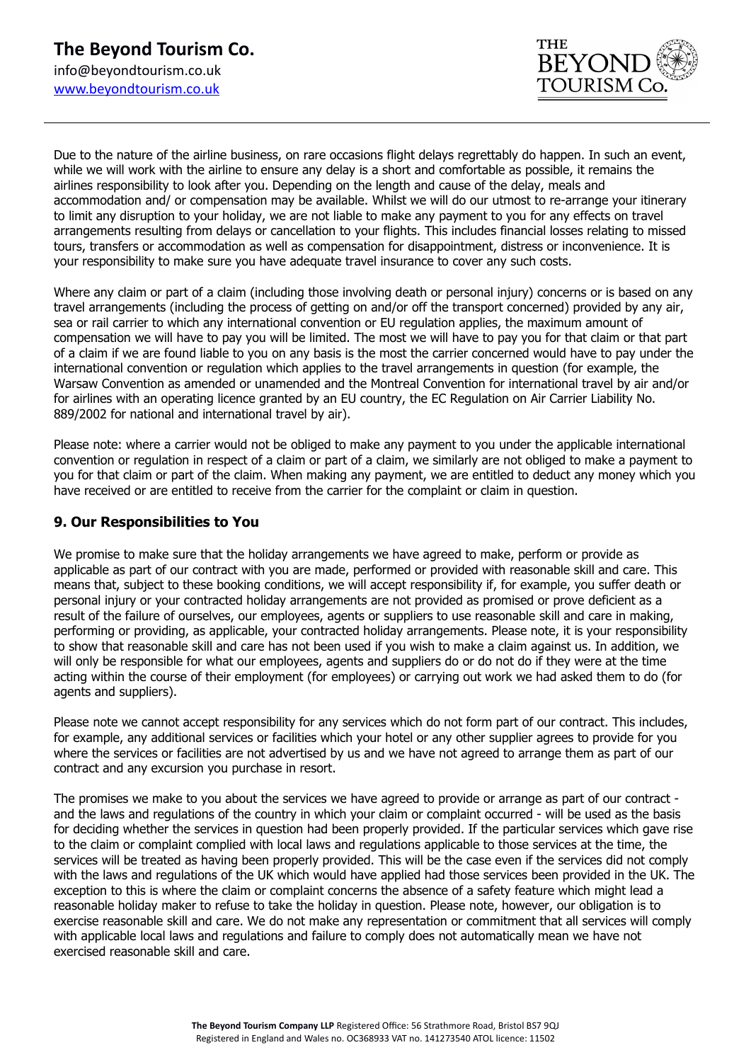Due to the nature of the airline business, on rare occasions flight delays regrettably do happen. In such an event, while we will work with the airline to ensure any delay is a short and comfortable as possible, it remains the airlines responsibility to look after you. Depending on the length and cause of the delay, meals and accommodation and/ or compensation may be available. Whilst we will do our utmost to re-arrange your itinerary to limit any disruption to your holiday, we are not liable to make any payment to you for any effects on travel arrangements resulting from delays or cancellation to your flights. This includes financial losses relating to missed tours, transfers or accommodation as well as compensation for disappointment, distress or inconvenience. It is your responsibility to make sure you have adequate travel insurance to cover any such costs.

Where any claim or part of a claim (including those involving death or personal injury) concerns or is based on any travel arrangements (including the process of getting on and/or off the transport concerned) provided by any air, sea or rail carrier to which any international convention or EU regulation applies, the maximum amount of compensation we will have to pay you will be limited. The most we will have to pay you for that claim or that part of a claim if we are found liable to you on any basis is the most the carrier concerned would have to pay under the international convention or regulation which applies to the travel arrangements in question (for example, the Warsaw Convention as amended or unamended and the Montreal Convention for international travel by air and/or for airlines with an operating licence granted by an EU country, the EC Regulation on Air Carrier Liability No. 889/2002 for national and international travel by air).

Please note: where a carrier would not be obliged to make any payment to you under the applicable international convention or regulation in respect of a claim or part of a claim, we similarly are not obliged to make a payment to you for that claim or part of the claim. When making any payment, we are entitled to deduct any money which you have received or are entitled to receive from the carrier for the complaint or claim in question.

## 9. Our Responsibilities to You

We promise to make sure that the holiday arrangements we have agreed to make, perform or provide as applicable as part of our contract with you are made, performed or provided with reasonable skill and care. This means that, subject to these booking conditions, we will accept responsibility if, for example, you suffer death or personal injury or your contracted holiday arrangements are not provided as promised or prove deficient as a result of the failure of ourselves, our employees, agents or suppliers to use reasonable skill and care in making, performing or providing, as applicable, your contracted holiday arrangements. Please note, it is your responsibility to show that reasonable skill and care has not been used if you wish to make a claim against us. In addition, we will only be responsible for what our employees, agents and suppliers do or do not do if they were at the time acting within the course of their employment (for employees) or carrying out work we had asked them to do (for agents and suppliers).

Please note we cannot accept responsibility for any services which do not form part of our contract. This includes, for example, any additional services or facilities which your hotel or any other supplier agrees to provide for you where the services or facilities are not advertised by us and we have not agreed to arrange them as part of our contract and any excursion you purchase in resort.

The promises we make to you about the services we have agreed to provide or arrange as part of our contract - and the laws and regulations of the country in which your claim or complaint occurred - will be used as the basis for deciding whether the services in question had been properly provided. If the particular services which gave rise to the claim or complaint complied with local laws and regulations applicable to those services at the time, the services will be treated as having been properly provided. This will be the case even if the services did not comply with the laws and regulations of the UK which would have applied had those services been provided in the UK. The exception to this is where the claim or complaint concerns the absence of a safety feature which might lead a reasonable holiday maker to refuse to take the holiday in question. Please note, however, our obligation is to exercise reasonable skill and care. We do not make any representation or commitment that all services will comply with applicable local laws and regulations and failure to comply does not automatically mean we have not exercised reasonable skill and care.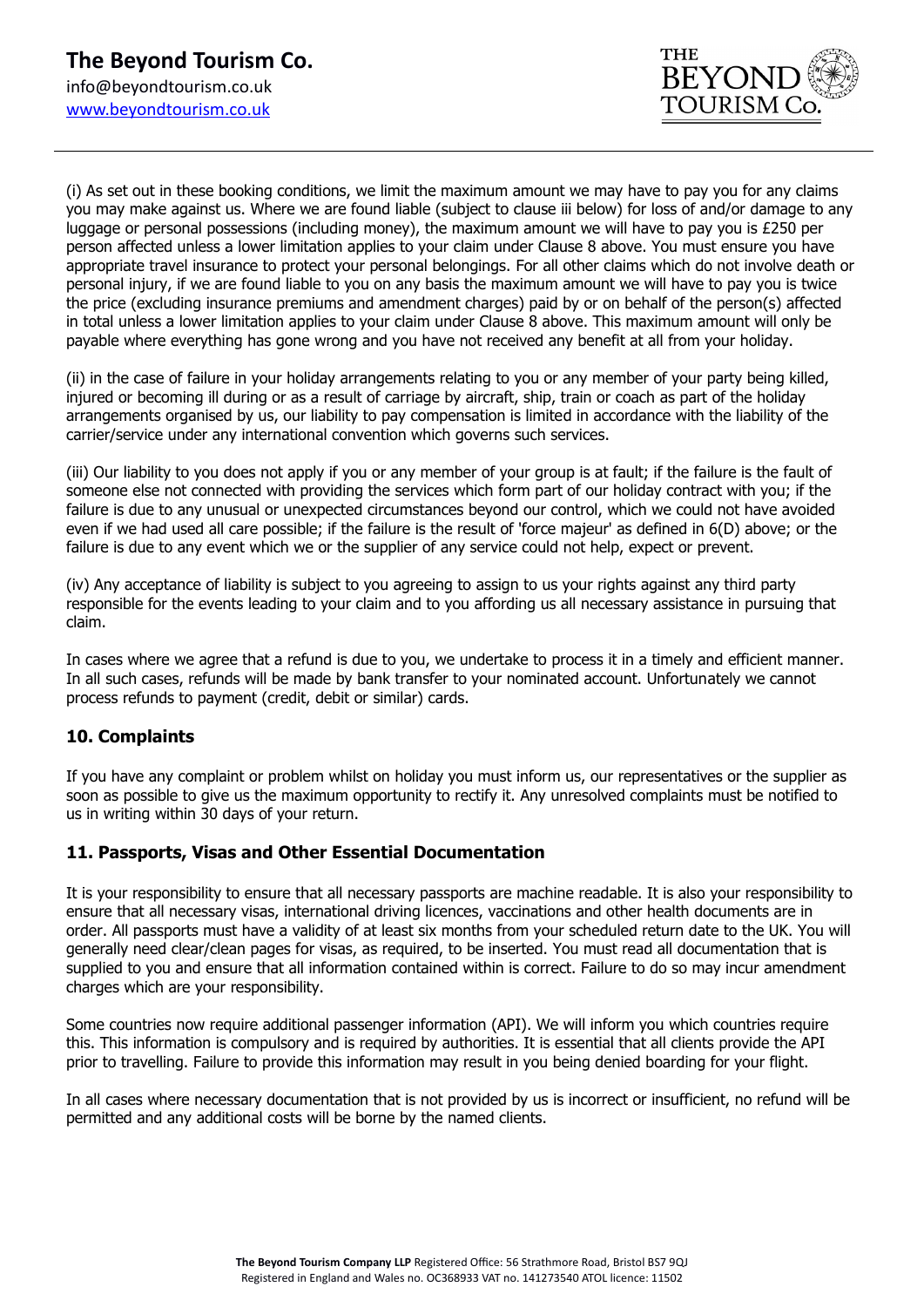(i) As set out in these booking conditions, we limit the maximum amount we may have to pay you for any claims you may make against us. Where we are found liable (subject to clause iii below) for loss of and/or damage to any luggage or personal possessions (including money), the maximum amount we will have to pay you is £250 per person affected unless a lower limitation applies to your claim under Clause 8 above. You must ensure you have appropriate travel insurance to protect your personal belongings. For all other claims which do not involve death or personal injury, if we are found liable to you on any basis the maximum amount we will have to pay you is twice the price (excluding insurance premiums and amendment charges) paid by or on behalf of the person(s) affected in total unless a lower limitation applies to your claim under Clause 8 above. This maximum amount will only be payable where everything has gone wrong and you have not received any benefit at all from your holiday.

(ii) in the case of failure in your holiday arrangements relating to you or any member of your party being killed, injured or becoming ill during or as a result of carriage by aircraft, ship, train or coach as part of the holiday arrangements organised by us, our liability to pay compensation is limited in accordance with the liability of the carrier/service under any international convention which governs such services.

(iii) Our liability to you does not apply if you or any member of your group is at fault; if the failure is the fault of someone else not connected with providing the services which form part of our holiday contract with you; if the failure is due to any unusual or unexpected circumstances beyond our control, which we could not have avoided even if we had used all care possible; if the failure is the result of 'force majeur' as defined in 6(D) above; or the failure is due to any event which we or the supplier of any service could not help, expect or prevent.

(iv) Any acceptance of liability is subject to you agreeing to assign to us your rights against any third party responsible for the events leading to your claim and to you affording us all necessary assistance in pursuing that claim.

In cases where we agree that a refund is due to you, we undertake to process it in a timely and efficient manner. In all such cases, refunds will be made by bank transfer to your nominated account. Unfortunately we cannot process refunds to payment (credit, debit or similar) cards.

## 10. Complaints

If you have any complaint or problem whilst on holiday you must inform us, our representatives or the supplier as soon as possible to give us the maximum opportunity to rectify it. Any unresolved complaints must be notified to us in writing within 30 days of your return.

## 11. Passports, Visas and Other Essential Documentation

It is your responsibility to ensure that all necessary passports are machine readable. It is also your responsibility to ensure that all necessary visas, international driving licences, vaccinations and other health documents are in order. All passports must have a validity of at least six months from your scheduled return date to the UK. You will generally need clear/clean pages for visas, as required, to be inserted. You must read all documentation that is supplied to you and ensure that all information contained within is correct. Failure to do so may incur amendment charges which are your responsibility.

Some countries now require additional passenger information (API). We will inform you which countries require this. This information is compulsory and is required by authorities. It is essential that all clients provide the API prior to travelling. Failure to provide this information may result in you being denied boarding for your flight.

In all cases where necessary documentation that is not provided by us is incorrect or insufficient, no refund will be permitted and any additional costs will be borne by the named clients.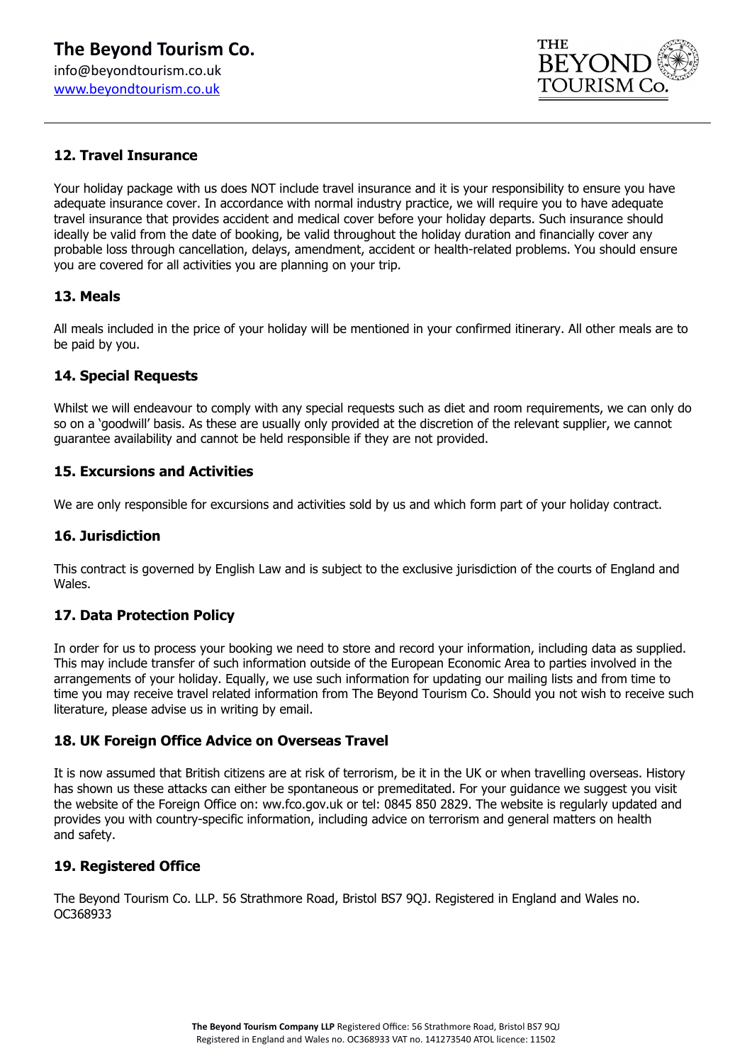## 12. Travel Insurance

Your holiday package with us does NOT include travel insurance and it is your responsibility to ensure you have adequate insurance cover. In accordance with normal industry practice, we will require you to have adequate travel insurance that provides accident and medical cover before your holiday departs. Such insurance should ideally be valid from the date of booking, be valid throughout the holiday duration and financially cover any probable loss through cancellation, delays, amendment, accident or health-related problems. You should ensure you are covered for all activities you are planning on your trip.

## 13. Meals

All meals included in the price of your holiday will be mentioned in your confirmed itinerary. All other meals are to be paid by you.

## 14. Special Requests

Whilst we will endeavour to comply with any special requests such as diet and room requirements, we can only do so on a 'goodwill' basis. As these are usually only provided at the discretion of the relevant supplier, we cannot guarantee availability and cannot be held responsible if they are not provided.

## 15. Excursions and Activities

We are only responsible for excursions and activities sold by us and which form part of your holiday contract.

## 16. Jurisdiction

This contract is governed by English Law and is subject to the exclusive jurisdiction of the courts of England and Wales.

## 17. Data Protection Policy

In order for us to process your booking we need to store and record your information, including data as supplied. This may include transfer of such information outside of the European Economic Area to parties involved in the arrangements of your holiday. Equally, we use such information for updating our mailing lists and from time to time you may receive travel related information from The Beyond Tourism Co. Should you not wish to receive such literature, please advise us in writing by email.

## 18. UK Foreign Office Advice on Overseas Travel

It is now assumed that British citizens are at risk of terrorism, be it in the UK or when travelling overseas. History has shown us these attacks can either be spontaneous or premeditated. For your guidance we suggest you visit the website of the Foreign Office on: ww.fco.gov.uk or tel: 0845 850 2829. The website is regularly updated and provides you with country-specific information, including advice on terrorism and general matters on health and safety.

## 19. Registered Office

The Beyond Tourism Co. LLP. 56 Strathmore Road, Bristol BS7 9QJ. Registered in England and Wales no. OC368933